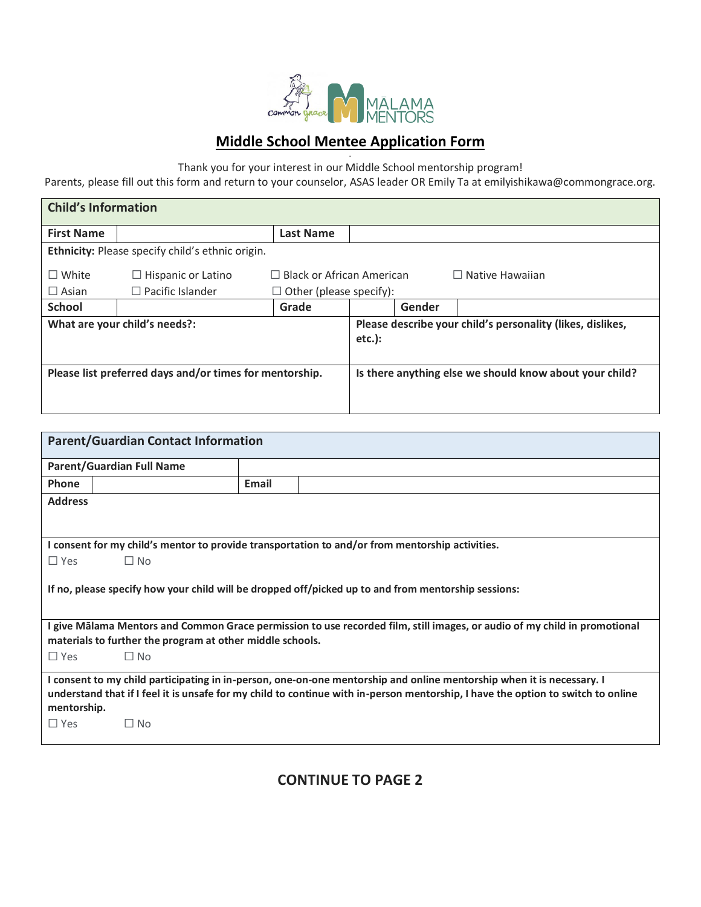# Middle School Mentee Application Form

Thank you for your interest in our Middle School mentorship program!

Parents, please fill out this form and return to your counselor, ASAS leader OR Emily Ta at emilyishikawa@commongrace.org.

| **Child's Information** | | | | | |
|---|---|---|---|---|---|
| **First Name** | | **Last Name** | | | |
| **Ethnicity:** Please specify child's ethnic origin.<br>☐ White ☐ Hispanic or Latino ☐ Black or African American ☐ Native Hawaiian<br>☐ Asian ☐ Pacific Islander ☐ Other (please specify): | | | | | |
| **School** | | **Grade** | | **Gender** | |
| **What are your child's needs?:** | | | **Please describe your child's personality (likes, dislikes, etc.):** | | |
| **Please list preferred days and/or times for mentorship.** | | | **Is there anything else we should know about your child?** | | |

| **Parent/Guardian Contact Information** | | | |
|---|---|---|---|
| **Parent/Guardian Full Name** | | | |
| **Phone** | | **Email** | |
| **Address** | | | |
| **I consent for my child's mentor to provide transportation to and/or from mentorship activities.**<br>☐ Yes ☐ No<br>**If no, please specify how your child will be dropped off/picked up to and from mentorship sessions:** | | | |
| **I give Mālama Mentors and Common Grace permission to use recorded film, still images, or audio of my child in promotional materials to further the program at other middle schools.**<br>☐ Yes ☐ No | | | |
| **I consent to my child participating in in-person, one-on-one mentorship and online mentorship when it is necessary. I understand that if I feel it is unsafe for my child to continue with in-person mentorship, I have the option to switch to online mentorship.**<br>☐ Yes ☐ No | | | |

## CONTINUE TO PAGE 2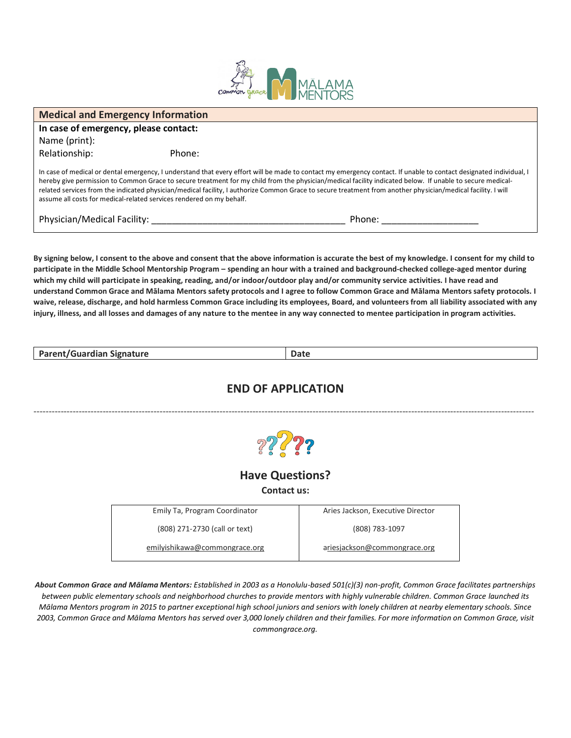## Medical and Emergency Information

**In case of emergency, please contact:**

Name (print):

Relationship: Phone:

In case of medical or dental emergency, I understand that every effort will be made to contact my emergency contact. If unable to contact designated individual, I hereby give permission to Common Grace to secure treatment for my child from the physician/medical facility indicated below. If unable to secure medical-related services from the indicated physician/medical facility, I authorize Common Grace to secure treatment from another physician/medical facility. I will assume all costs for medical-related services rendered on my behalf.

Physician/Medical Facility: _______________________________________ Phone: ___________________

**By signing below, I consent to the above and consent that the above information is accurate the best of my knowledge. I consent for my child to participate in the Middle School Mentorship Program – spending an hour with a trained and background-checked college-aged mentor during which my child will participate in speaking, reading, and/or indoor/outdoor play and/or community service activities. I have read and understand Common Grace and Mālama Mentors safety protocols and I agree to follow Common Grace and Mālama Mentors safety protocols. I waive, release, discharge, and hold harmless Common Grace including its employees, Board, and volunteers from all liability associated with any injury, illness, and all losses and damages of any nature to the mentee in any way connected to mentee participation in program activities.**

| Parent/Guardian Signature | Date |
| --- | --- |

## END OF APPLICATION

---

### Have Questions?

**Contact us:**

| Emily Ta, Program Coordinator | Aries Jackson, Executive Director |
| --- | --- |
| (808) 271-2730 (call or text) | (808) 783-1097 |
| emilyishikawa@commongrace.org | ariesjackson@commongrace.org |

*About Common Grace and Mālama Mentors:* *Established in 2003 as a Honolulu-based 501(c)(3) non-profit, Common Grace facilitates partnerships between public elementary schools and neighborhood churches to provide mentors with highly vulnerable children. Common Grace launched its Mālama Mentors program in 2015 to partner exceptional high school juniors and seniors with lonely children at nearby elementary schools. Since 2003, Common Grace and Mālama Mentors has served over 3,000 lonely children and their families. For more information on Common Grace, visit commongrace.org.*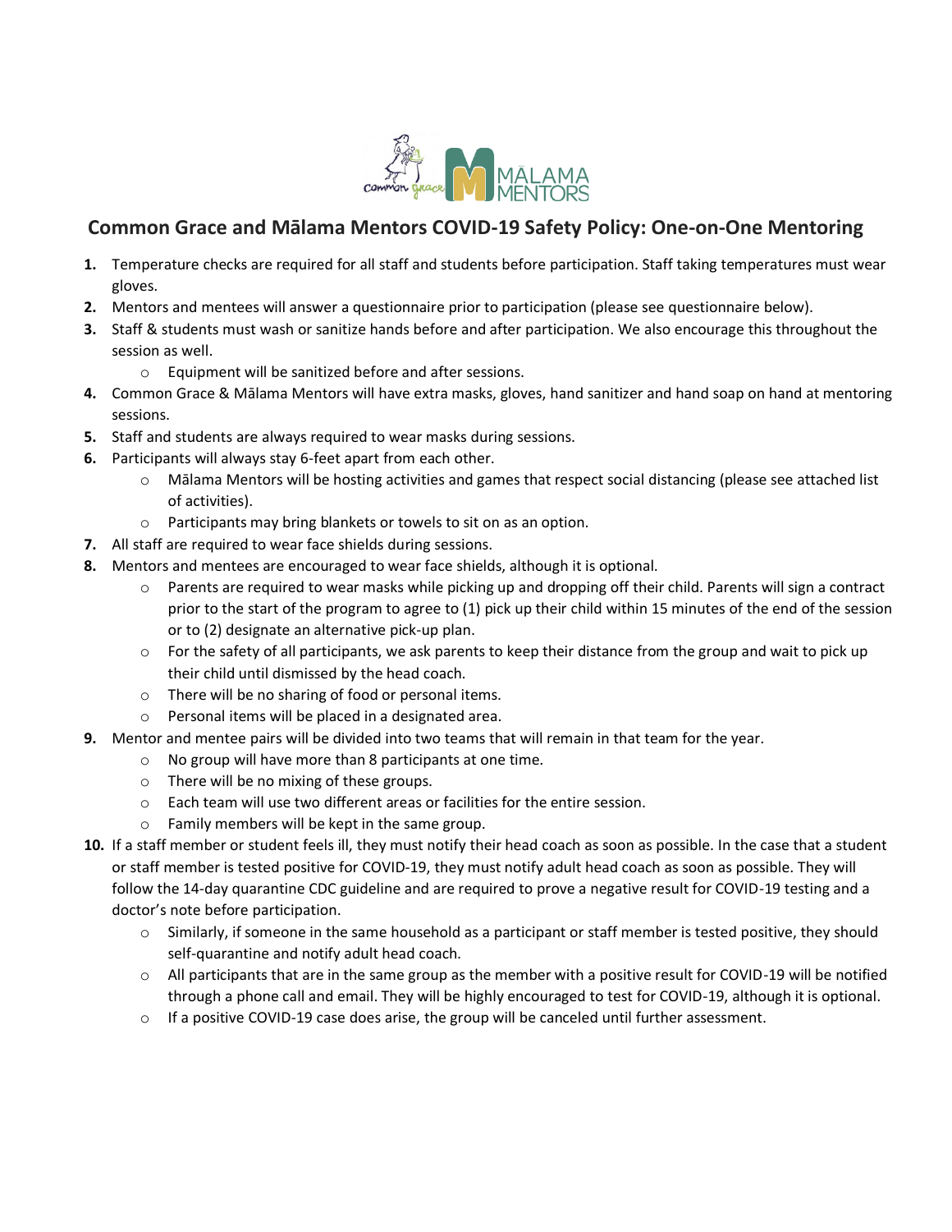## Common Grace and Mālama Mentors COVID-19 Safety Policy: One-on-One Mentoring

1. Temperature checks are required for all staff and students before participation. Staff taking temperatures must wear gloves.
2. Mentors and mentees will answer a questionnaire prior to participation (please see questionnaire below).
3. Staff & students must wash or sanitize hands before and after participation. We also encourage this throughout the session as well.
    - Equipment will be sanitized before and after sessions.
4. Common Grace & Mālama Mentors will have extra masks, gloves, hand sanitizer and hand soap on hand at mentoring sessions.
5. Staff and students are always required to wear masks during sessions.
6. Participants will always stay 6-feet apart from each other.
    - Mālama Mentors will be hosting activities and games that respect social distancing (please see attached list of activities).
    - Participants may bring blankets or towels to sit on as an option.
7. All staff are required to wear face shields during sessions.
8. Mentors and mentees are encouraged to wear face shields, although it is optional.
    - Parents are required to wear masks while picking up and dropping off their child. Parents will sign a contract prior to the start of the program to agree to (1) pick up their child within 15 minutes of the end of the session or to (2) designate an alternative pick-up plan.
    - For the safety of all participants, we ask parents to keep their distance from the group and wait to pick up their child until dismissed by the head coach.
    - There will be no sharing of food or personal items.
    - Personal items will be placed in a designated area.
9. Mentor and mentee pairs will be divided into two teams that will remain in that team for the year.
    - No group will have more than 8 participants at one time.
    - There will be no mixing of these groups.
    - Each team will use two different areas or facilities for the entire session.
    - Family members will be kept in the same group.
10. If a staff member or student feels ill, they must notify their head coach as soon as possible. In the case that a student or staff member is tested positive for COVID-19, they must notify adult head coach as soon as possible. They will follow the 14-day quarantine CDC guideline and are required to prove a negative result for COVID-19 testing and a doctor's note before participation.
    - Similarly, if someone in the same household as a participant or staff member is tested positive, they should self-quarantine and notify adult head coach.
    - All participants that are in the same group as the member with a positive result for COVID-19 will be notified through a phone call and email. They will be highly encouraged to test for COVID-19, although it is optional.
    - If a positive COVID-19 case does arise, the group will be canceled until further assessment.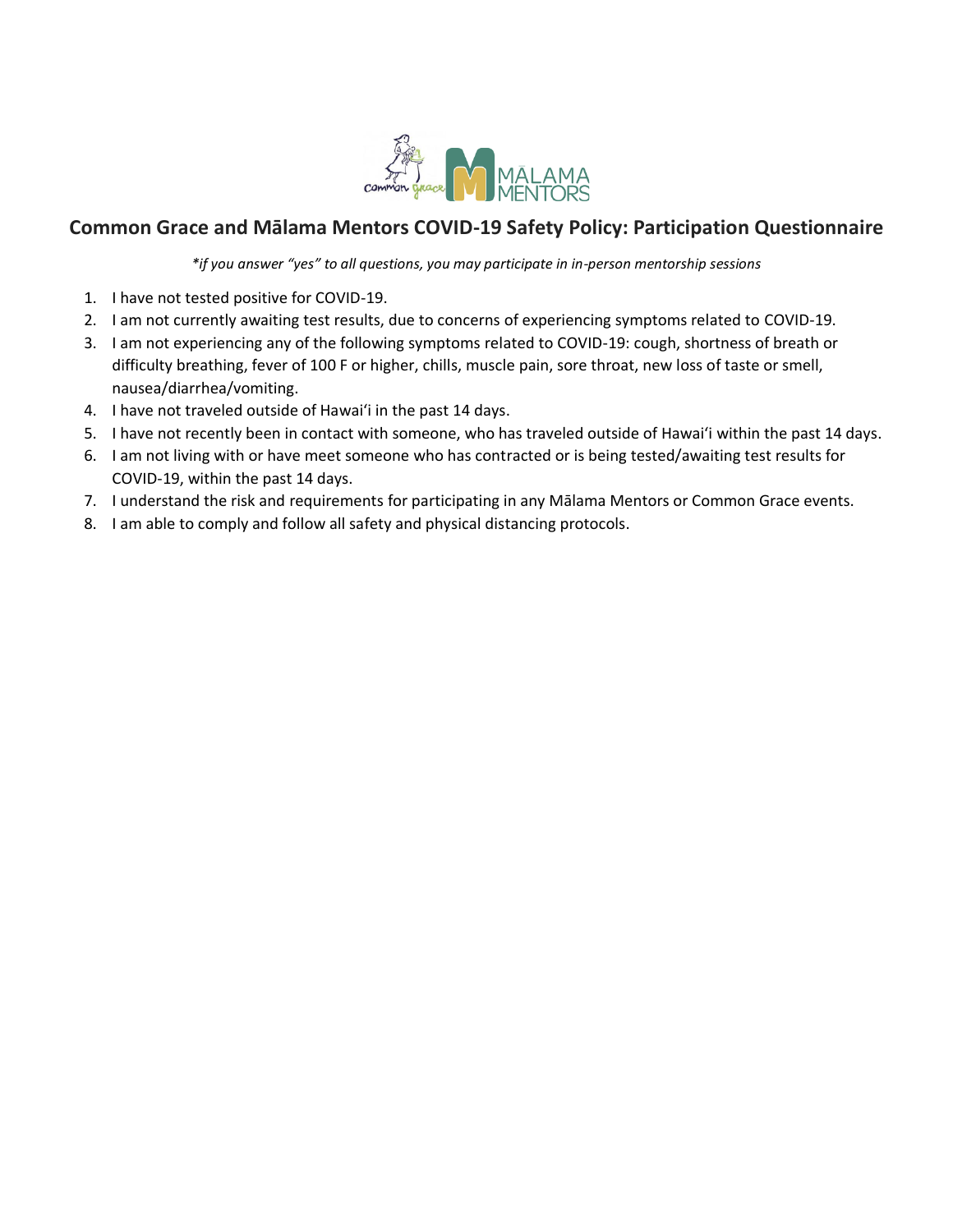## Common Grace and Mālama Mentors COVID-19 Safety Policy: Participation Questionnaire

*\*if you answer "yes" to all questions, you may participate in in-person mentorship sessions*

1. I have not tested positive for COVID-19.
2. I am not currently awaiting test results, due to concerns of experiencing symptoms related to COVID-19.
3. I am not experiencing any of the following symptoms related to COVID-19: cough, shortness of breath or difficulty breathing, fever of 100 F or higher, chills, muscle pain, sore throat, new loss of taste or smell, nausea/diarrhea/vomiting.
4. I have not traveled outside of Hawaiʻi in the past 14 days.
5. I have not recently been in contact with someone, who has traveled outside of Hawaiʻi within the past 14 days.
6. I am not living with or have meet someone who has contracted or is being tested/awaiting test results for COVID-19, within the past 14 days.
7. I understand the risk and requirements for participating in any Mālama Mentors or Common Grace events.
8. I am able to comply and follow all safety and physical distancing protocols.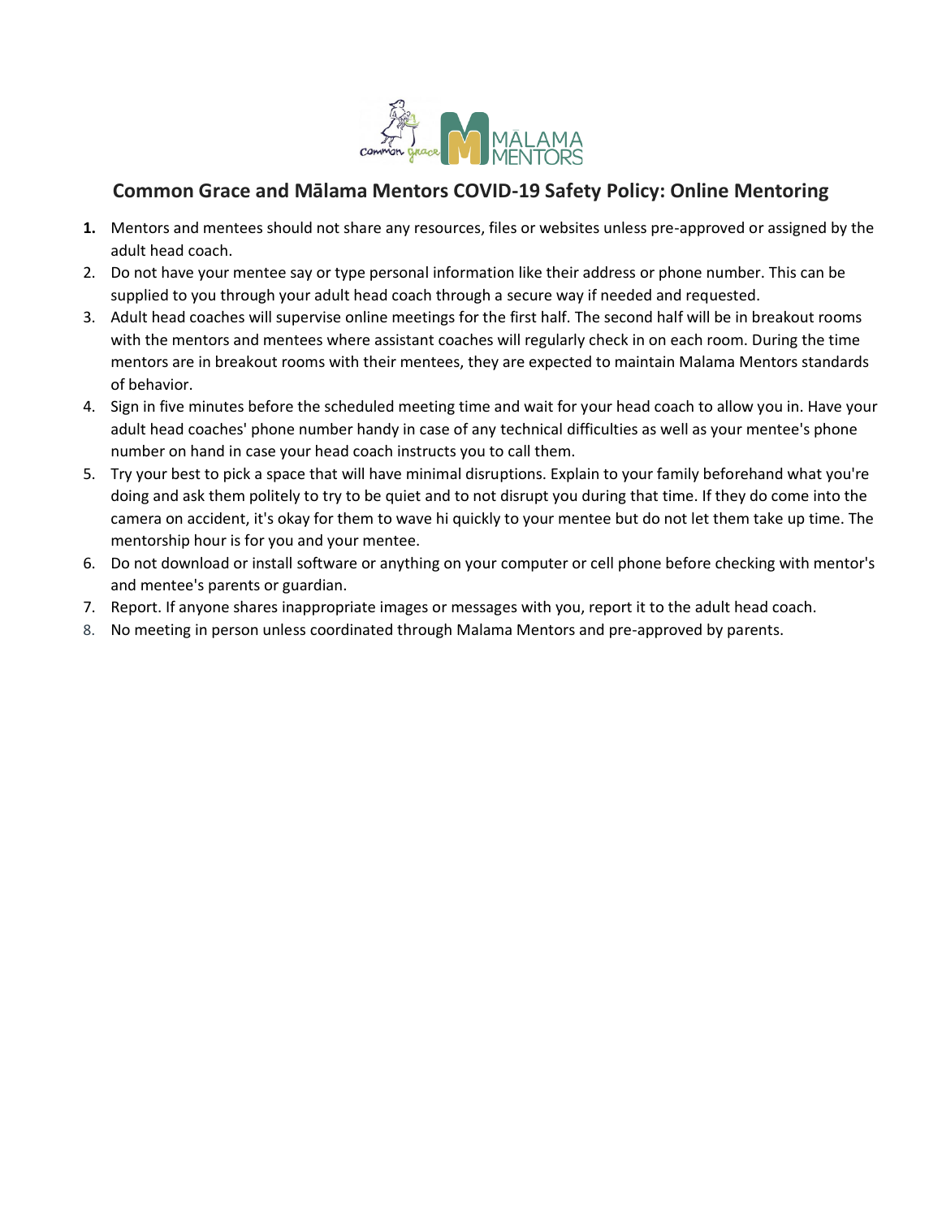## Common Grace and Mālama Mentors COVID-19 Safety Policy: Online Mentoring

1. Mentors and mentees should not share any resources, files or websites unless pre-approved or assigned by the adult head coach.
2. Do not have your mentee say or type personal information like their address or phone number. This can be supplied to you through your adult head coach through a secure way if needed and requested.
3. Adult head coaches will supervise online meetings for the first half. The second half will be in breakout rooms with the mentors and mentees where assistant coaches will regularly check in on each room. During the time mentors are in breakout rooms with their mentees, they are expected to maintain Malama Mentors standards of behavior.
4. Sign in five minutes before the scheduled meeting time and wait for your head coach to allow you in. Have your adult head coaches' phone number handy in case of any technical difficulties as well as your mentee's phone number on hand in case your head coach instructs you to call them.
5. Try your best to pick a space that will have minimal disruptions. Explain to your family beforehand what you're doing and ask them politely to try to be quiet and to not disrupt you during that time. If they do come into the camera on accident, it's okay for them to wave hi quickly to your mentee but do not let them take up time. The mentorship hour is for you and your mentee.
6. Do not download or install software or anything on your computer or cell phone before checking with mentor's and mentee's parents or guardian.
7. Report. If anyone shares inappropriate images or messages with you, report it to the adult head coach.
8. No meeting in person unless coordinated through Malama Mentors and pre-approved by parents.